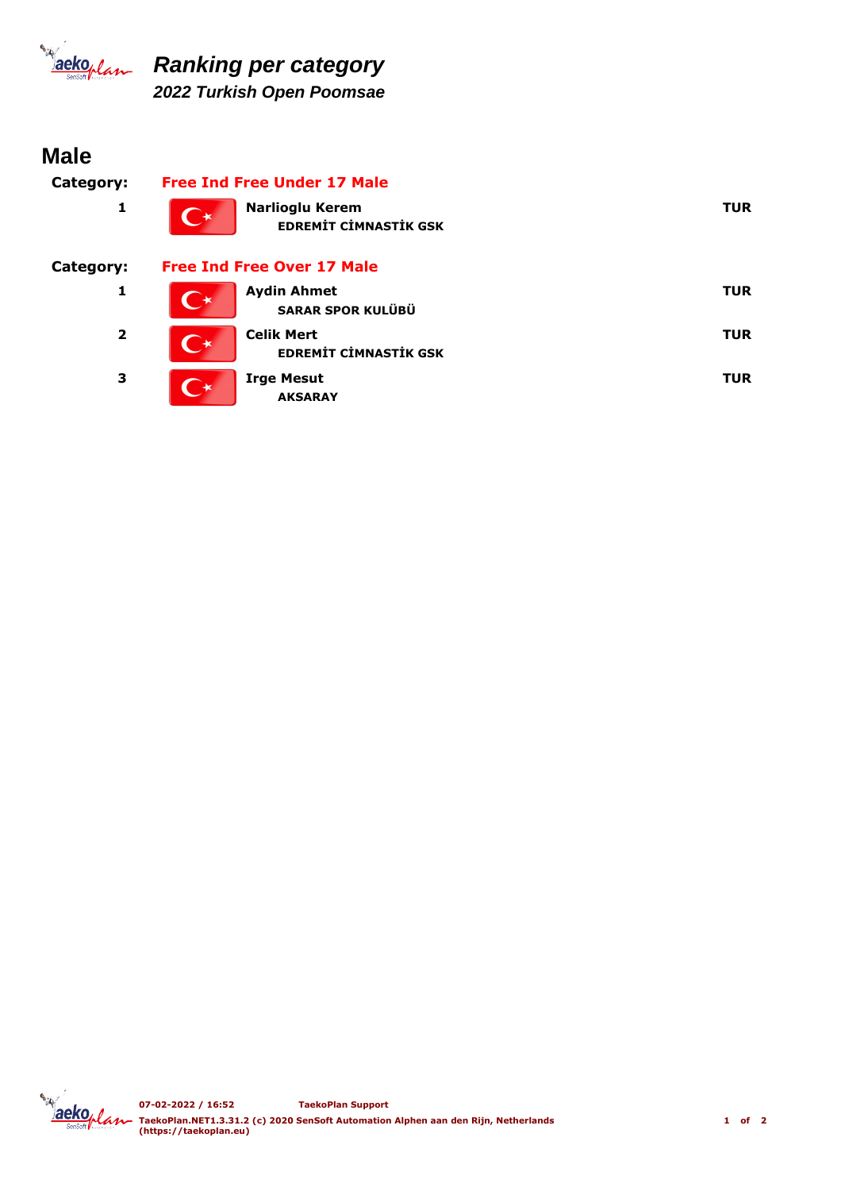# Ranking per category

## 2022 Turkish Open Poomsae

## Male

**Category:** **Free Ind Free Under 17 Male**

| Rank | Name / Club | Country |
|---|---|---|
| 1 | **Narlioglu Kerem**<br>**EDREMİT CİMNASTİK GSK** | **TUR** |

**Category:** **Free Ind Free Over 17 Male**

| Rank | Name / Club | Country |
|---|---|---|
| 1 | **Aydin Ahmet**<br>**SARAR SPOR KULÜBÜ** | **TUR** |
| 2 | **Celik Mert**<br>**EDREMİT CİMNASTİK GSK** | **TUR** |
| 3 | **Irge Mesut**<br>**AKSARAY** | **TUR** |

07-02-2022 / 16:52 TaekoPlan Support
TaekoPlan.NET1.3.31.2 (c) 2020 SenSoft Automation Alphen aan den Rijn, Netherlands (https://taekoplan.eu)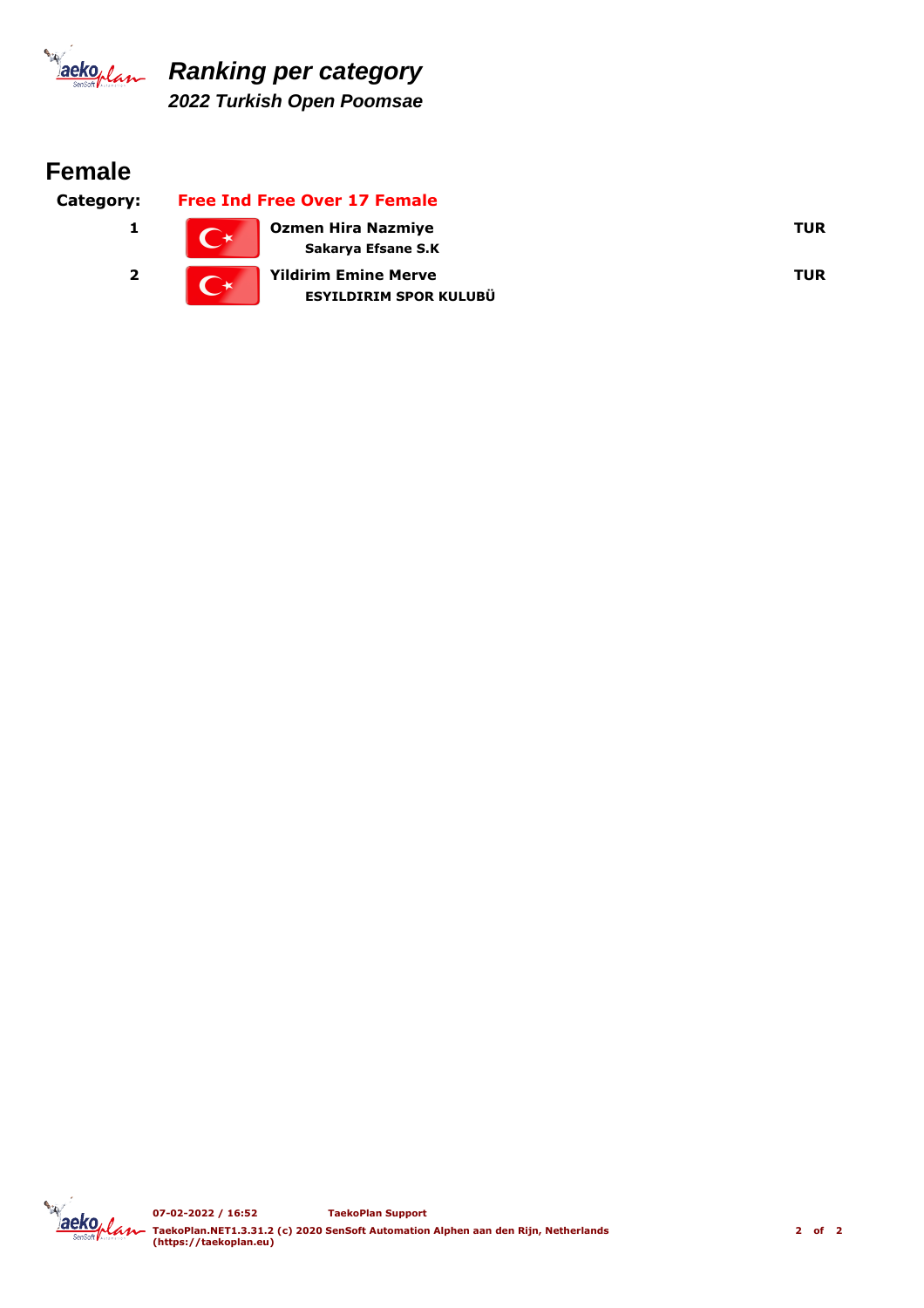# Ranking per category

## 2022 Turkish Open Poomsae

## Female

**Category:** **Free Ind Free Over 17 Female**

| Rank | Name / Club | Country |
|---|---|---|
| 1 | **Ozmen Hira Nazmiye**<br>**Sakarya Efsane S.K** | **TUR** |
| 2 | **Yildirim Emine Merve**<br>**ESYILDIRIM SPOR KULUBÜ** | **TUR** |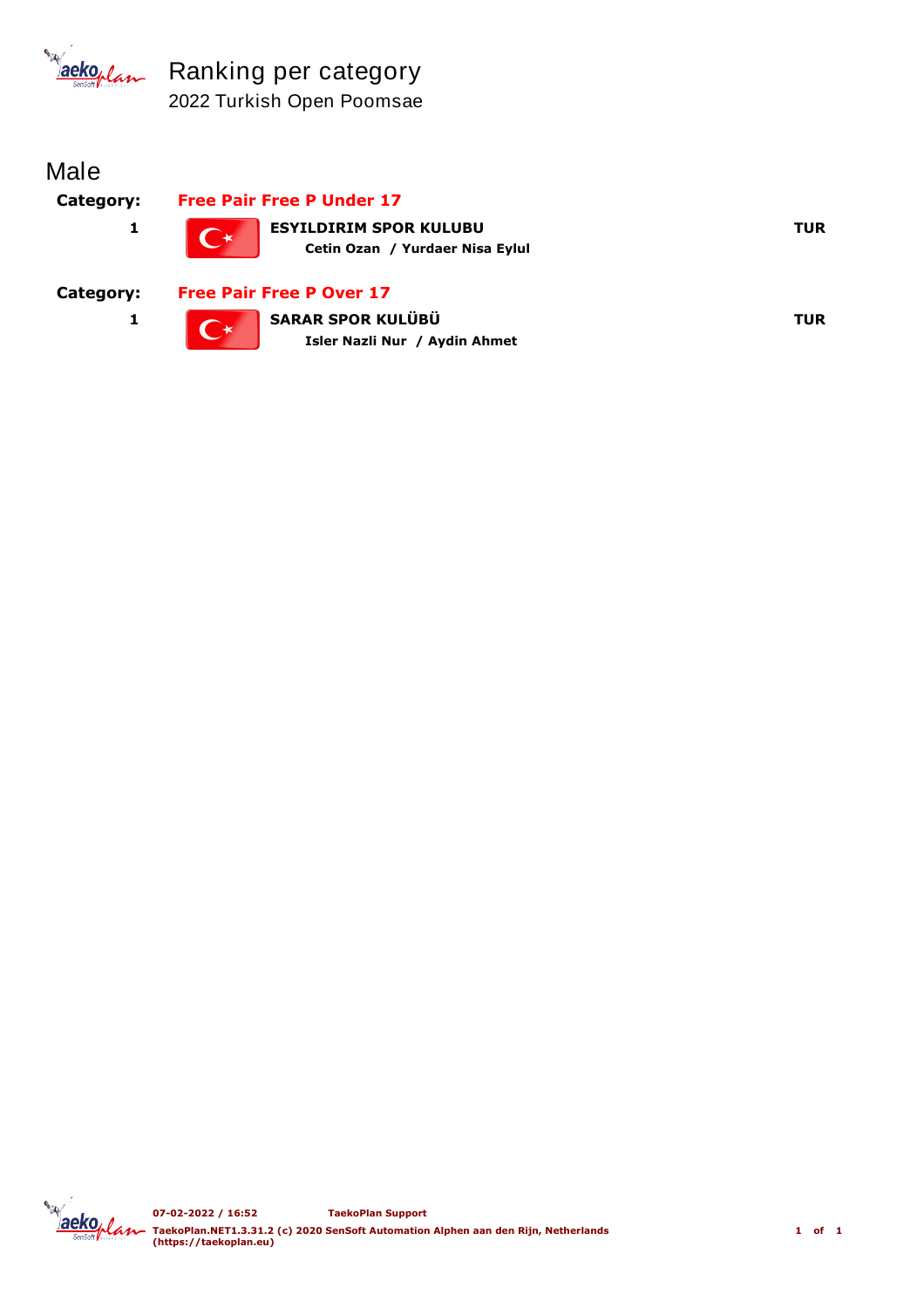# Ranking per category

2022 Turkish Open Poomsae

## Male

**Category:** **Free Pair Free P Under 17**

| | | |
|---|---|---|
| **1** | **ESYILDIRIM SPOR KULUBU**<br>**Cetin Ozan / Yurdaer Nisa Eylul** | **TUR** |

**Category:** **Free Pair Free P Over 17**

| | | |
|---|---|---|
| **1** | **SARAR SPOR KULÜBÜ**<br>**Isler Nazli Nur / Aydin Ahmet** | **TUR** |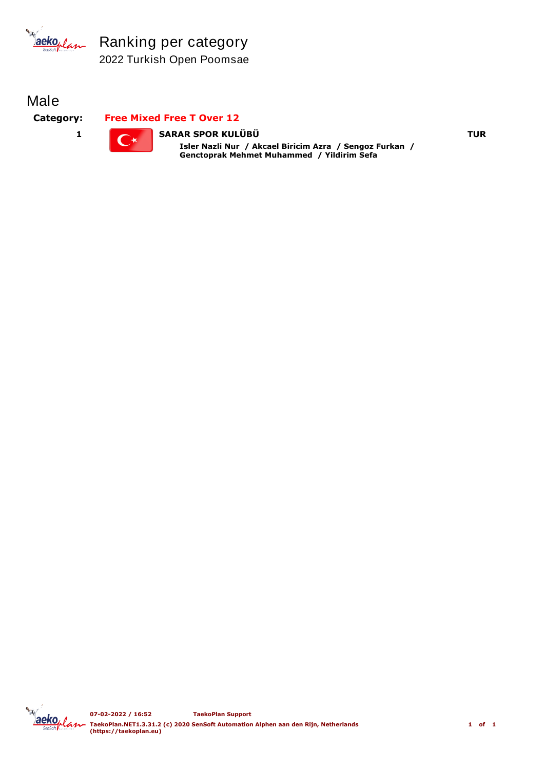# Ranking per category

2022 Turkish Open Poomsae

## Male

**Category:** **Free Mixed Free T Over 12**

| Rank | Team | Country |
| --- | --- | --- |
| 1 | **SARAR SPOR KULÜBÜ**<br>**Isler Nazli Nur / Akcael Biricim Azra / Sengoz Furkan / Genctoprak Mehmet Muhammed / Yildirim Sefa** | **TUR** |

07-02-2022 / 16:52 TaekoPlan Support

TaekoPlan.NET1.3.31.2 (c) 2020 SenSoft Automation Alphen aan den Rijn, Netherlands (https://taekoplan.eu)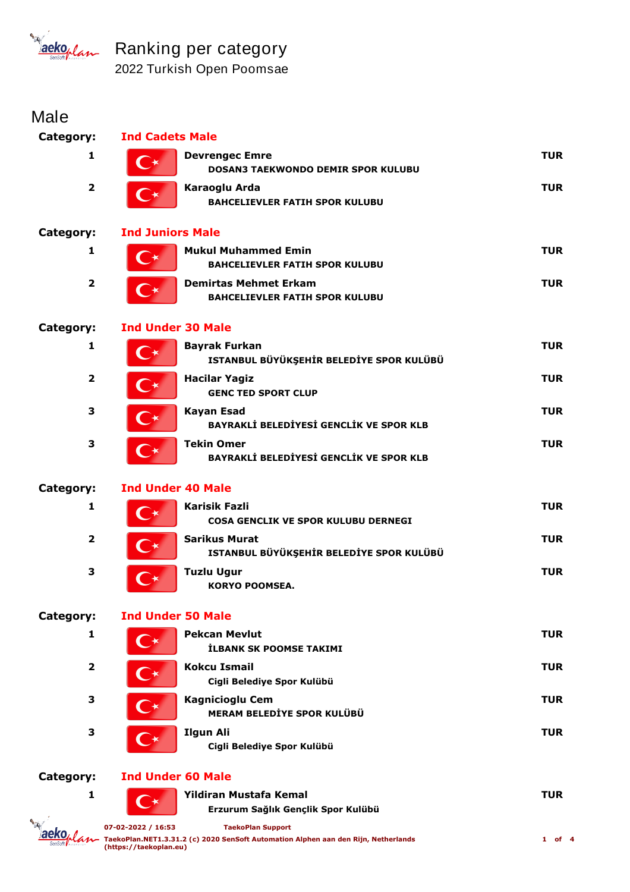# Ranking per category

2022 Turkish Open Poomsae

## Male

**Category:** **Ind Cadets Male**

| Rank | Name / Club | Country |
|---|---|---|
| 1 | **Devrengec Emre**<br>DOSAN3 TAEKWONDO DEMIR SPOR KULUBU | TUR |
| 2 | **Karaoglu Arda**<br>BAHCELIEVLER FATIH SPOR KULUBU | TUR |

**Category:** **Ind Juniors Male**

| Rank | Name / Club | Country |
|---|---|---|
| 1 | **Mukul Muhammed Emin**<br>BAHCELIEVLER FATIH SPOR KULUBU | TUR |
| 2 | **Demirtas Mehmet Erkam**<br>BAHCELIEVLER FATIH SPOR KULUBU | TUR |

**Category:** **Ind Under 30 Male**

| Rank | Name / Club | Country |
|---|---|---|
| 1 | **Bayrak Furkan**<br>ISTANBUL BÜYÜKŞEHİR BELEDİYE SPOR KULÜBÜ | TUR |
| 2 | **Hacilar Yagiz**<br>GENC TED SPORT CLUP | TUR |
| 3 | **Kayan Esad**<br>BAYRAKLİ BELEDİYESİ GENCLİK VE SPOR KLB | TUR |
| 3 | **Tekin Omer**<br>BAYRAKLİ BELEDİYESİ GENCLİK VE SPOR KLB | TUR |

**Category:** **Ind Under 40 Male**

| Rank | Name / Club | Country |
|---|---|---|
| 1 | **Karisik Fazli**<br>COSA GENCLIK VE SPOR KULUBU DERNEGI | TUR |
| 2 | **Sarikus Murat**<br>ISTANBUL BÜYÜKŞEHİR BELEDİYE SPOR KULÜBÜ | TUR |
| 3 | **Tuzlu Ugur**<br>KORYO POOMSEA. | TUR |

**Category:** **Ind Under 50 Male**

| Rank | Name / Club | Country |
|---|---|---|
| 1 | **Pekcan Mevlut**<br>İLBANK SK POOMSE TAKIMI | TUR |
| 2 | **Kokcu Ismail**<br>Cigli Belediye Spor Kulübü | TUR |
| 3 | **Kagnicioglu Cem**<br>MERAM BELEDİYE SPOR KULÜBÜ | TUR |
| 3 | **Ilgun Ali**<br>Cigli Belediye Spor Kulübü | TUR |

**Category:** **Ind Under 60 Male**

| Rank | Name / Club | Country |
|---|---|---|
| 1 | **Yildiran Mustafa Kemal**<br>Erzurum Sağlık Gençlik Spor Kulübü | TUR |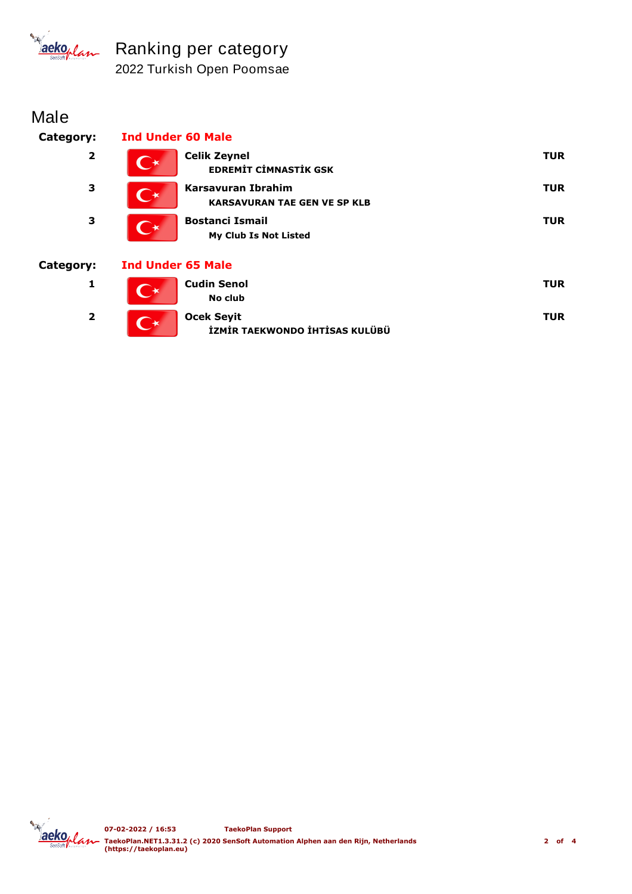# Ranking per category

2022 Turkish Open Poomsae

## Male

**Category:** **Ind Under 60 Male**

| Rank | Name / Club | Country |
|---|---|---|
| 2 | **Celik Zeynel**<br>**EDREMİT CİMNASTİK GSK** | **TUR** |
| 3 | **Karsavuran Ibrahim**<br>**KARSAVURAN TAE GEN VE SP KLB** | **TUR** |
| 3 | **Bostanci Ismail**<br>**My Club Is Not Listed** | **TUR** |

**Category:** **Ind Under 65 Male**

| Rank | Name / Club | Country |
|---|---|---|
| 1 | **Cudin Senol**<br>**No club** | **TUR** |
| 2 | **Ocek Seyit**<br>**İZMİR TAEKWONDO İHTİSAS KULÜBÜ** | **TUR** |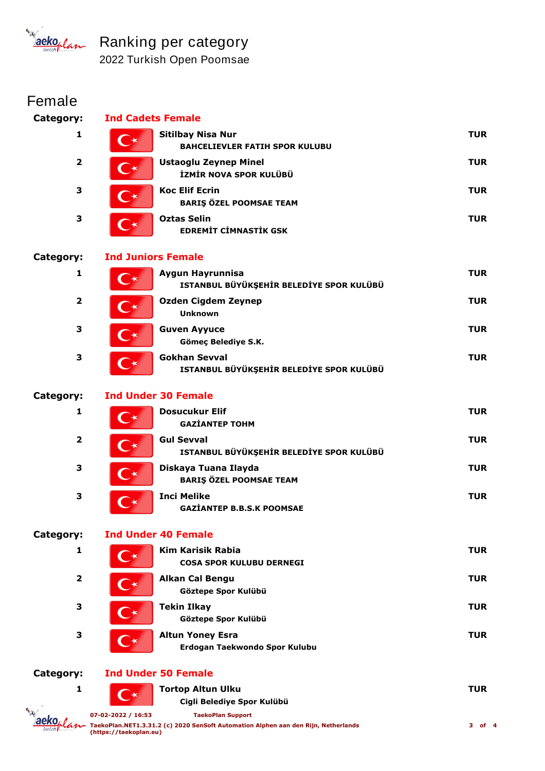# Ranking per category

2022 Turkish Open Poomsae

## Female

**Category: Ind Cadets Female**

| Rank | Name / Club | Country |
|---|---|---|
| 1 | **Sitilbay Nisa Nur**<br>BAHCELIEVLER FATIH SPOR KULUBU | TUR |
| 2 | **Ustaoglu Zeynep Minel**<br>İZMİR NOVA SPOR KULÜBÜ | TUR |
| 3 | **Koc Elif Ecrin**<br>BARIŞ ÖZEL POOMSAE TEAM | TUR |
| 3 | **Oztas Selin**<br>EDREMİT CİMNASTİK GSK | TUR |

**Category: Ind Juniors Female**

| Rank | Name / Club | Country |
|---|---|---|
| 1 | **Aygun Hayrunnisa**<br>ISTANBUL BÜYÜKŞEHİR BELEDİYE SPOR KULÜBÜ | TUR |
| 2 | **Ozden Cigdem Zeynep**<br>Unknown | TUR |
| 3 | **Guven Ayyuce**<br>Gömeç Belediye S.K. | TUR |
| 3 | **Gokhan Sevval**<br>ISTANBUL BÜYÜKŞEHİR BELEDİYE SPOR KULÜBÜ | TUR |

**Category: Ind Under 30 Female**

| Rank | Name / Club | Country |
|---|---|---|
| 1 | **Dosucukur Elif**<br>GAZİANTEP TOHM | TUR |
| 2 | **Gul Sevval**<br>ISTANBUL BÜYÜKŞEHİR BELEDİYE SPOR KULÜBÜ | TUR |
| 3 | **Diskaya Tuana Ilayda**<br>BARIŞ ÖZEL POOMSAE TEAM | TUR |
| 3 | **Inci Melike**<br>GAZİANTEP B.B.S.K POOMSAE | TUR |

**Category: Ind Under 40 Female**

| Rank | Name / Club | Country |
|---|---|---|
| 1 | **Kim Karisik Rabia**<br>COSA SPOR KULUBU DERNEGI | TUR |
| 2 | **Alkan Cal Bengu**<br>Göztepe Spor Kulübü | TUR |
| 3 | **Tekin Ilkay**<br>Göztepe Spor Kulübü | TUR |
| 3 | **Altun Yoney Esra**<br>Erdogan Taekwondo Spor Kulubu | TUR |

**Category: Ind Under 50 Female**

| Rank | Name / Club | Country |
|---|---|---|
| 1 | **Tortop Altun Ulku**<br>Cigli Belediye Spor Kulübü | TUR |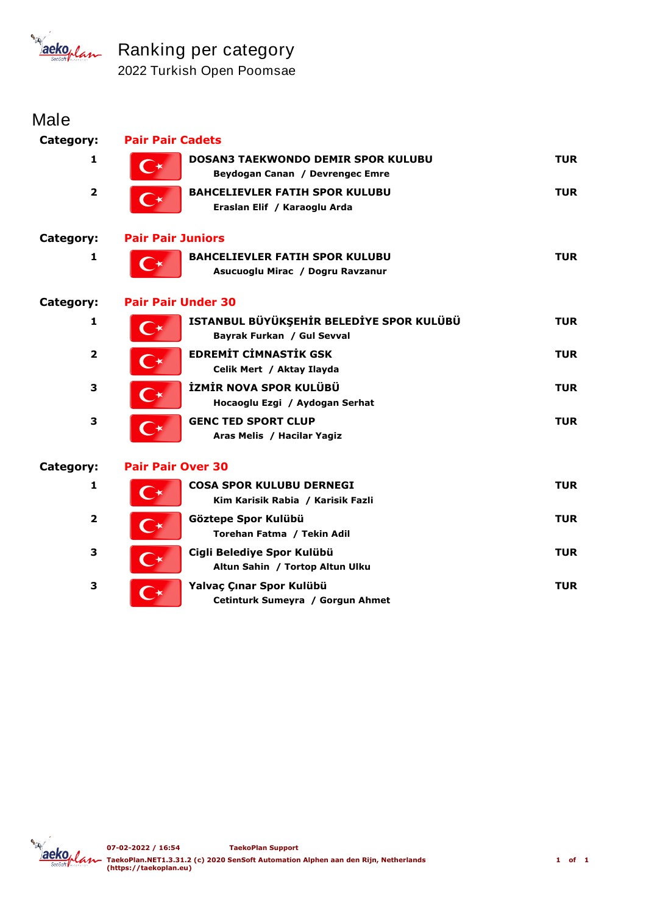# Ranking per category

2022 Turkish Open Poomsae

## Male

**Category:** **Pair Pair Cadets**

| Rank | Club / Athletes | Country |
|---|---|---|
| 1 | **DOSAN3 TAEKWONDO DEMIR SPOR KULUBU**<br>Beydogan Canan / Devrengec Emre | TUR |
| 2 | **BAHCELIEVLER FATIH SPOR KULUBU**<br>Eraslan Elif / Karaoglu Arda | TUR |

**Category:** **Pair Pair Juniors**

| Rank | Club / Athletes | Country |
|---|---|---|
| 1 | **BAHCELIEVLER FATIH SPOR KULUBU**<br>Asucuoglu Mirac / Dogru Ravzanur | TUR |

**Category:** **Pair Pair Under 30**

| Rank | Club / Athletes | Country |
|---|---|---|
| 1 | **ISTANBUL BÜYÜKŞEHİR BELEDİYE SPOR KULÜBÜ**<br>Bayrak Furkan / Gul Sevval | TUR |
| 2 | **EDREMİT CİMNASTİK GSK**<br>Celik Mert / Aktay Ilayda | TUR |
| 3 | **İZMİR NOVA SPOR KULÜBÜ**<br>Hocaoglu Ezgi / Aydogan Serhat | TUR |
| 3 | **GENC TED SPORT CLUP**<br>Aras Melis / Hacilar Yagiz | TUR |

**Category:** **Pair Pair Over 30**

| Rank | Club / Athletes | Country |
|---|---|---|
| 1 | **COSA SPOR KULUBU DERNEGI**<br>Kim Karisik Rabia / Karisik Fazli | TUR |
| 2 | **Göztepe Spor Kulübü**<br>Torehan Fatma / Tekin Adil | TUR |
| 3 | **Cigli Belediye Spor Kulübü**<br>Altun Sahin / Tortop Altun Ulku | TUR |
| 3 | **Yalvaç Çınar Spor Kulübü**<br>Cetinturk Sumeyra / Gorgun Ahmet | TUR |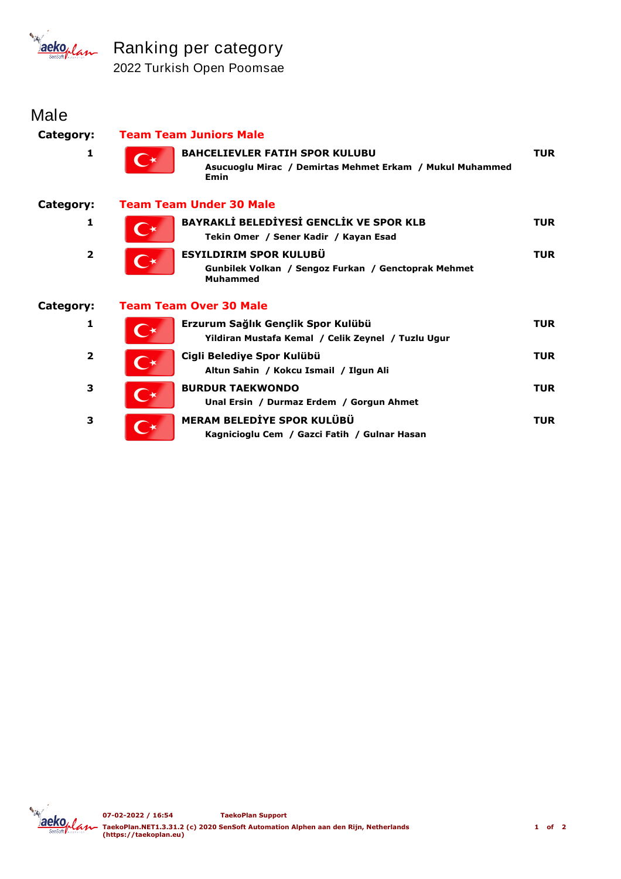# Ranking per category

2022 Turkish Open Poomsae

## Male

**Category:** **Team Team Juniors Male**

| Rank | Team / Members | Country |
|---|---|---|
| 1 | **BAHCELIEVLER FATIH SPOR KULUBU**<br>Asucuoglu Mirac / Demirtas Mehmet Erkam / Mukul Muhammed Emin | TUR |

**Category:** **Team Team Under 30 Male**

| Rank | Team / Members | Country |
|---|---|---|
| 1 | **BAYRAKLİ BELEDİYESİ GENCLİK VE SPOR KLB**<br>Tekin Omer / Sener Kadir / Kayan Esad | TUR |
| 2 | **ESYILDIRIM SPOR KULUBÜ**<br>Gunbilek Volkan / Sengoz Furkan / Genctoprak Mehmet Muhammed | TUR |

**Category:** **Team Team Over 30 Male**

| Rank | Team / Members | Country |
|---|---|---|
| 1 | **Erzurum Sağlık Gençlik Spor Kulübü**<br>Yildiran Mustafa Kemal / Celik Zeynel / Tuzlu Ugur | TUR |
| 2 | **Cigli Belediye Spor Kulübü**<br>Altun Sahin / Kokcu Ismail / Ilgun Ali | TUR |
| 3 | **BURDUR TAEKWONDO**<br>Unal Ersin / Durmaz Erdem / Gorgun Ahmet | TUR |
| 3 | **MERAM BELEDİYE SPOR KULÜBÜ**<br>Kagnicioglu Cem / Gazci Fatih / Gulnar Hasan | TUR |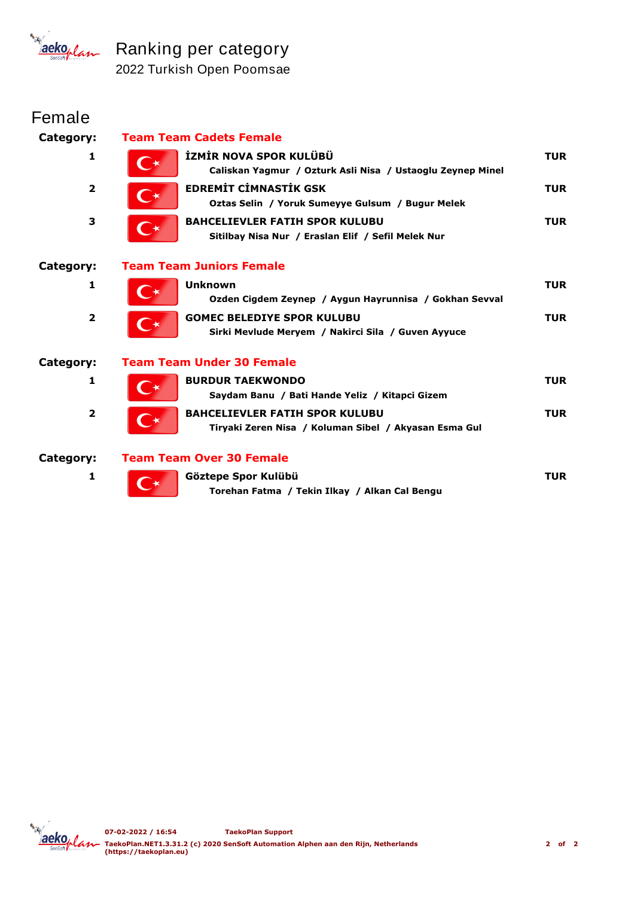# Ranking per category

2022 Turkish Open Poomsae

## Female

**Category:** Team Team Cadets Female

| | | |
|---|---|---|
| 1 | **İZMİR NOVA SPOR KULÜBÜ**<br>Caliskan Yagmur / Ozturk Asli Nisa / Ustaoglu Zeynep Minel | TUR |
| 2 | **EDREMİT CİMNASTİK GSK**<br>Oztas Selin / Yoruk Sumeyye Gulsum / Bugur Melek | TUR |
| 3 | **BAHCELIEVLER FATIH SPOR KULUBU**<br>Sitilbay Nisa Nur / Eraslan Elif / Sefil Melek Nur | TUR |

**Category:** Team Team Juniors Female

| | | |
|---|---|---|
| 1 | **Unknown**<br>Ozden Cigdem Zeynep / Aygun Hayrunnisa / Gokhan Sevval | TUR |
| 2 | **GOMEC BELEDIYE SPOR KULUBU**<br>Sirki Mevlude Meryem / Nakirci Sila / Guven Ayyuce | TUR |

**Category:** Team Team Under 30 Female

| | | |
|---|---|---|
| 1 | **BURDUR TAEKWONDO**<br>Saydam Banu / Bati Hande Yeliz / Kitapci Gizem | TUR |
| 2 | **BAHCELIEVLER FATIH SPOR KULUBU**<br>Tiryaki Zeren Nisa / Koluman Sibel / Akyasan Esma Gul | TUR |

**Category:** Team Team Over 30 Female

| | | |
|---|---|---|
| 1 | **Göztepe Spor Kulübü**<br>Torehan Fatma / Tekin Ilkay / Alkan Cal Bengu | TUR |